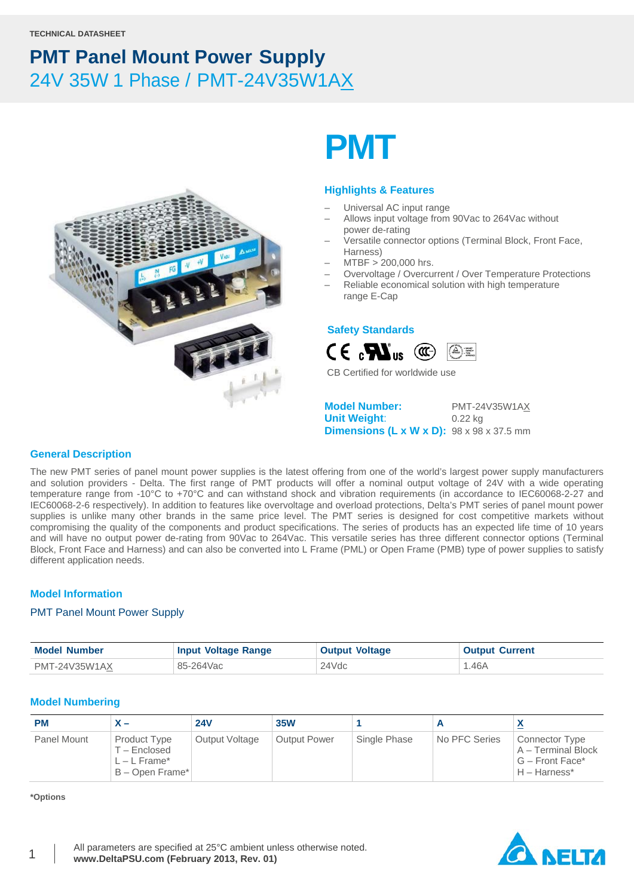TECHNICAL DATASHEET

# PMT Panel Mount Power Supply

## 24V 35W 1 Phase / PMT-24V35W1AX

# PMT

### Highlights & Features

- Universal AC input range
- Allows input voltage from 90Vac to 264Vac without power de-rating
- Versatile connector options (Terminal Block, Front Face, Harness)
- MTBF > 200,000 hrs.
- Overvoltage / Overcurrent / Over Temperature Protections
- Reliable economical solution with high temperature range E-Cap

### Safety Standards

CB Certified for worldwide use

**Model Number:** PMT-24V35W1AX
**Unit Weight:** 0.22 kg
**Dimensions (L x W x D):** 98 x 98 x 37.5 mm

### General Description

The new PMT series of panel mount power supplies is the latest offering from one of the world's largest power supply manufacturers and solution providers - Delta. The first range of PMT products will offer a nominal output voltage of 24V with a wide operating temperature range from -10°C to +70°C and can withstand shock and vibration requirements (in accordance to IEC60068-2-27 and IEC60068-2-6 respectively). In addition to features like overvoltage and overload protections, Delta's PMT series of panel mount power supplies is unlike many other brands in the same price level. The PMT series is designed for cost competitive markets without compromising the quality of the components and product specifications. The series of products has an expected life time of 10 years and will have no output power de-rating from 90Vac to 264Vac. This versatile series has three different connector options (Terminal Block, Front Face and Harness) and can also be converted into L Frame (PML) or Open Frame (PMB) type of power supplies to satisfy different application needs.

### Model Information

PMT Panel Mount Power Supply

| Model Number | Input Voltage Range | Output Voltage | Output Current |
|---|---|---|---|
| PMT-24V35W1AX | 85-264Vac | 24Vdc | 1.46A |

### Model Numbering

| PM | X – | 24V | 35W | 1 | A | X |
|---|---|---|---|---|---|---|
| Panel Mount | Product Type<br>T – Enclosed<br>L – L Frame*<br>B – Open Frame* | Output Voltage | Output Power | Single Phase | No PFC Series | Connector Type<br>A – Terminal Block<br>G – Front Face*<br>H – Harness* |

**\*Options**

All parameters are specified at 25°C ambient unless otherwise noted.
**www.DeltaPSU.com (February 2013, Rev. 01)**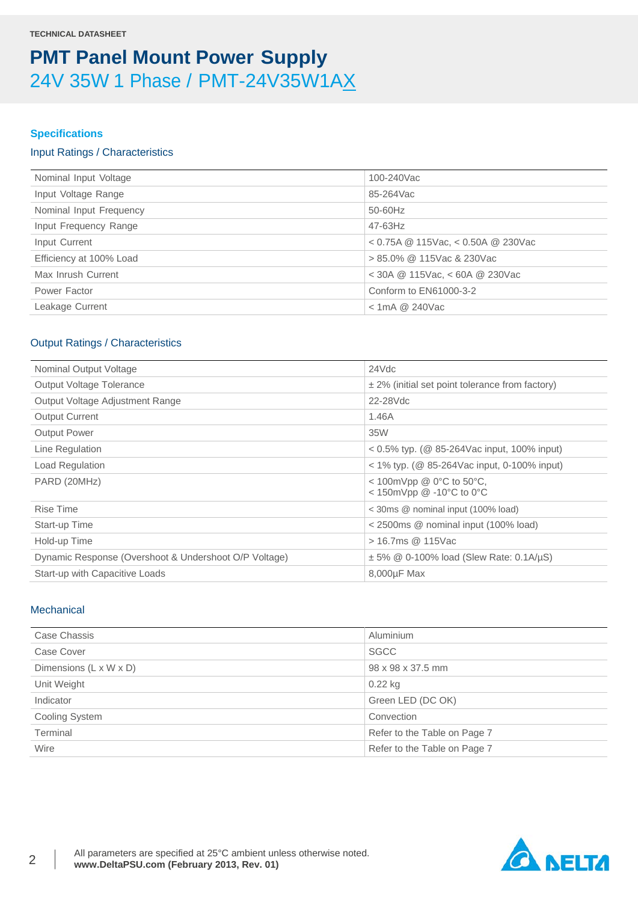TECHNICAL DATASHEET

# PMT Panel Mount Power Supply

## 24V 35W 1 Phase / PMT-24V35W1AX

### Specifications

#### Input Ratings / Characteristics

| | |
|---|---|
| Nominal Input Voltage | 100-240Vac |
| Input Voltage Range | 85-264Vac |
| Nominal Input Frequency | 50-60Hz |
| Input Frequency Range | 47-63Hz |
| Input Current | < 0.75A @ 115Vac, < 0.50A @ 230Vac |
| Efficiency at 100% Load | > 85.0% @ 115Vac & 230Vac |
| Max Inrush Current | < 30A @ 115Vac, < 60A @ 230Vac |
| Power Factor | Conform to EN61000-3-2 |
| Leakage Current | < 1mA @ 240Vac |

#### Output Ratings / Characteristics

| | |
|---|---|
| Nominal Output Voltage | 24Vdc |
| Output Voltage Tolerance | ± 2% (initial set point tolerance from factory) |
| Output Voltage Adjustment Range | 22-28Vdc |
| Output Current | 1.46A |
| Output Power | 35W |
| Line Regulation | < 0.5% typ. (@ 85-264Vac input, 100% input) |
| Load Regulation | < 1% typ. (@ 85-264Vac input, 0-100% input) |
| PARD (20MHz) | < 100mVpp @ 0°C to 50°C,<br>< 150mVpp @ -10°C to 0°C |
| Rise Time | < 30ms @ nominal input (100% load) |
| Start-up Time | < 2500ms @ nominal input (100% load) |
| Hold-up Time | > 16.7ms @ 115Vac |
| Dynamic Response (Overshoot & Undershoot O/P Voltage) | ± 5% @ 0-100% load (Slew Rate: 0.1A/µS) |
| Start-up with Capacitive Loads | 8,000µF Max |

#### Mechanical

| | |
|---|---|
| Case Chassis | Aluminium |
| Case Cover | SGCC |
| Dimensions (L x W x D) | 98 x 98 x 37.5 mm |
| Unit Weight | 0.22 kg |
| Indicator | Green LED (DC OK) |
| Cooling System | Convection |
| Terminal | Refer to the Table on Page 7 |
| Wire | Refer to the Table on Page 7 |

All parameters are specified at 25°C ambient unless otherwise noted.
**www.DeltaPSU.com (February 2013, Rev. 01)**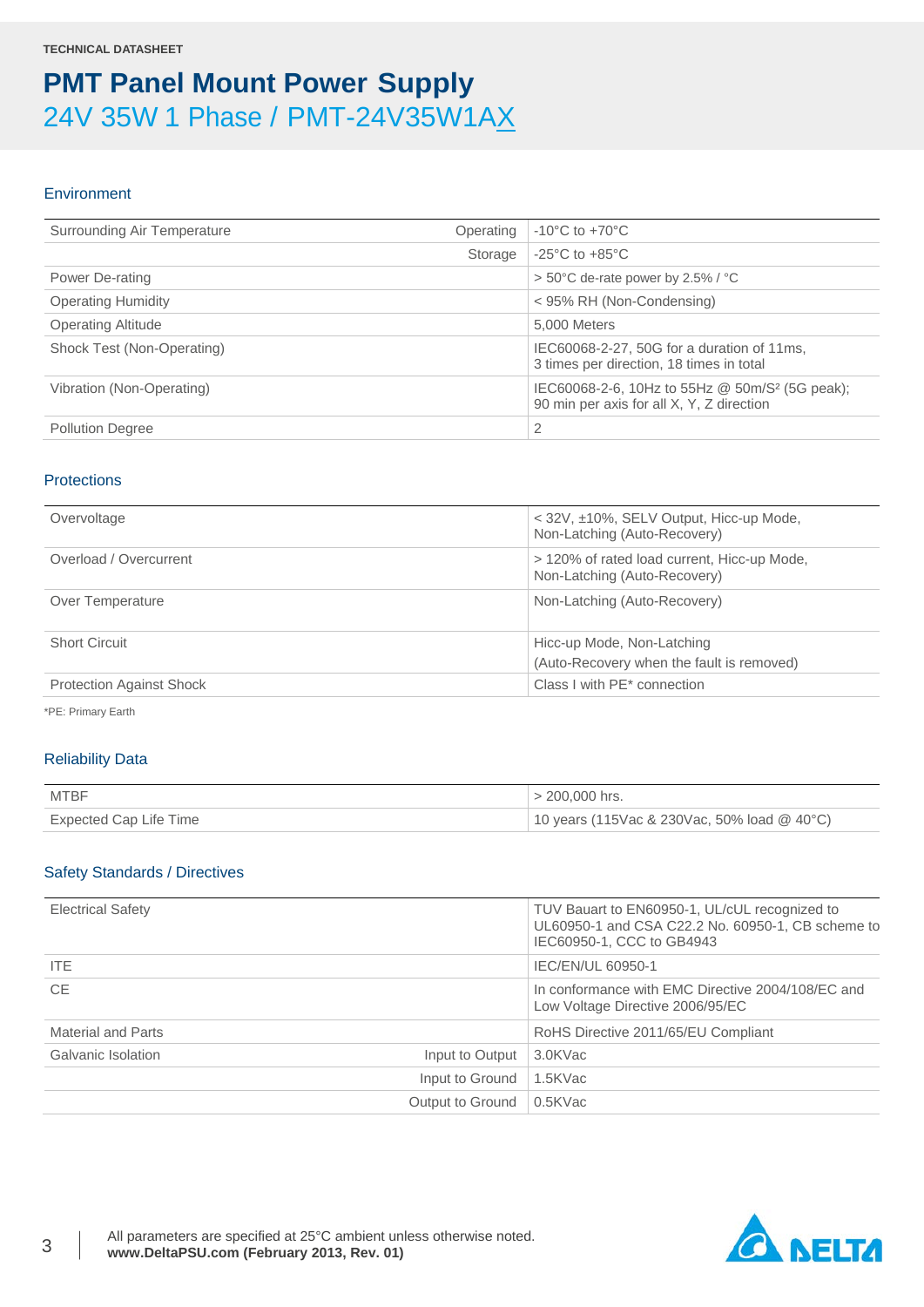TECHNICAL DATASHEET

# PMT Panel Mount Power Supply

## 24V 35W 1 Phase / PMT-24V35W1AX

### Environment

| | | |
|---|---|---|
| Surrounding Air Temperature | Operating | -10°C to +70°C |
| | Storage | -25°C to +85°C |
| Power De-rating | | > 50°C de-rate power by 2.5% / °C |
| Operating Humidity | | < 95% RH (Non-Condensing) |
| Operating Altitude | | 5,000 Meters |
| Shock Test (Non-Operating) | | IEC60068-2-27, 50G for a duration of 11ms, 3 times per direction, 18 times in total |
| Vibration (Non-Operating) | | IEC60068-2-6, 10Hz to 55Hz @ 50m/S² (5G peak); 90 min per axis for all X, Y, Z direction |
| Pollution Degree | | 2 |

### Protections

| | |
|---|---|
| Overvoltage | < 32V, ±10%, SELV Output, Hicc-up Mode, Non-Latching (Auto-Recovery) |
| Overload / Overcurrent | > 120% of rated load current, Hicc-up Mode, Non-Latching (Auto-Recovery) |
| Over Temperature | Non-Latching (Auto-Recovery) |
| Short Circuit | Hicc-up Mode, Non-Latching (Auto-Recovery when the fault is removed) |
| Protection Against Shock | Class I with PE* connection |

*PE: Primary Earth

### Reliability Data

| | |
|---|---|
| MTBF | > 200,000 hrs. |
| Expected Cap Life Time | 10 years (115Vac & 230Vac, 50% load @ 40°C) |

### Safety Standards / Directives

| | | |
|---|---|---|
| Electrical Safety | | TUV Bauart to EN60950-1, UL/cUL recognized to UL60950-1 and CSA C22.2 No. 60950-1, CB scheme to IEC60950-1, CCC to GB4943 |
| ITE | | IEC/EN/UL 60950-1 |
| CE | | In conformance with EMC Directive 2004/108/EC and Low Voltage Directive 2006/95/EC |
| Material and Parts | | RoHS Directive 2011/65/EU Compliant |
| Galvanic Isolation | Input to Output | 3.0KVac |
| | Input to Ground | 1.5KVac |
| | Output to Ground | 0.5KVac |

All parameters are specified at 25°C ambient unless otherwise noted.
**www.DeltaPSU.com (February 2013, Rev. 01)**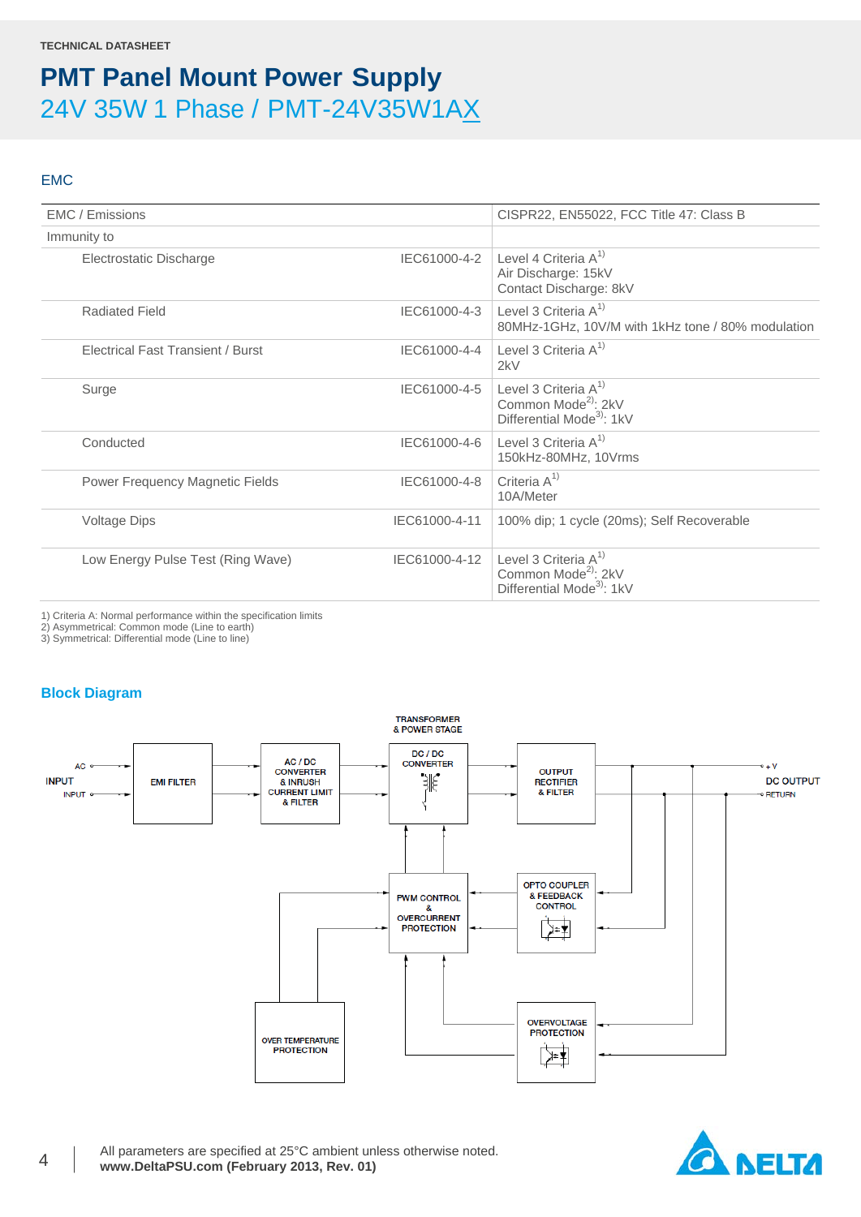# PMT Panel Mount Power Supply

## 24V 35W 1 Phase / PMT-24V35W1AX

### EMC

| EMC / Emissions | | CISPR22, EN55022, FCC Title 47: Class B |
|---|---|---|
| Immunity to | | |
| Electrostatic Discharge | IEC61000-4-2 | Level 4 Criteria A[1]<br>Air Discharge: 15kV<br>Contact Discharge: 8kV |
| Radiated Field | IEC61000-4-3 | Level 3 Criteria A[1]<br>80MHz-1GHz, 10V/M with 1kHz tone / 80% modulation |
| Electrical Fast Transient / Burst | IEC61000-4-4 | Level 3 Criteria A[1]<br>2kV |
| Surge | IEC61000-4-5 | Level 3 Criteria A[1]<br>Common Mode[2]: 2kV<br>Differential Mode[3]: 1kV |
| Conducted | IEC61000-4-6 | Level 3 Criteria A[1]<br>150kHz-80MHz, 10Vrms |
| Power Frequency Magnetic Fields | IEC61000-4-8 | Criteria A[1]<br>10A/Meter |
| Voltage Dips | IEC61000-4-11 | 100% dip; 1 cycle (20ms); Self Recoverable |
| Low Energy Pulse Test (Ring Wave) | IEC61000-4-12 | Level 3 Criteria A[1]<br>Common Mode[2]: 2kV<br>Differential Mode[3]: 1kV |

1) Criteria A: Normal performance within the specification limits
2) Asymmetrical: Common mode (Line to earth)
3) Symmetrical: Differential mode (Line to line)

### Block Diagram

AC INPUT → EMI FILTER → AC / DC CONVERTER & INRUSH CURRENT LIMIT & FILTER → TRANSFORMER & POWER STAGE: DC / DC CONVERTER → OUTPUT RECTIFIER & FILTER → DC OUTPUT (+V, RETURN)

PWM CONTROL & OVERCURRENT PROTECTION; OPTO COUPLER & FEEDBACK CONTROL; OVERVOLTAGE PROTECTION; OVER TEMPERATURE PROTECTION

All parameters are specified at 25°C ambient unless otherwise noted.
**www.DeltaPSU.com (February 2013, Rev. 01)**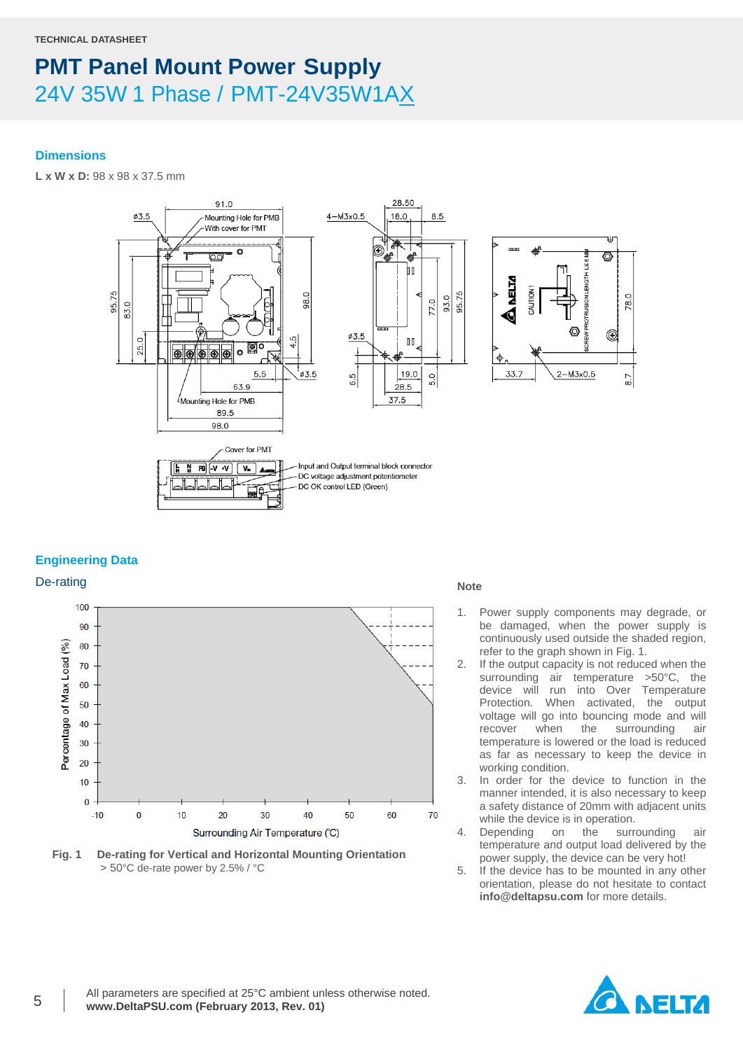TECHNICAL DATASHEET

# PMT Panel Mount Power Supply

## 24V 35W 1 Phase / PMT-24V35W1AX

### Dimensions

**L x W x D:** 98 x 98 x 37.5 mm

### Engineering Data

#### De-rating

**Fig. 1 De-rating for Vertical and Horizontal Mounting Orientation**
> 50°C de-rate power by 2.5% / °C

**Note**

1. Power supply components may degrade, or be damaged, when the power supply is continuously used outside the shaded region, refer to the graph shown in Fig. 1.
2. If the output capacity is not reduced when the surrounding air temperature >50°C, the device will run into Over Temperature Protection. When activated, the output voltage will go into bouncing mode and will recover when the surrounding air temperature is lowered or the load is reduced as far as necessary to keep the device in working condition.
3. In order for the device to function in the manner intended, it is also necessary to keep a safety distance of 20mm with adjacent units while the device is in operation.
4. Depending on the surrounding air temperature and output load delivered by the power supply, the device can be very hot!
5. If the device has to be mounted in any other orientation, please do not hesitate to contact **info@deltapsu.com** for more details.

All parameters are specified at 25°C ambient unless otherwise noted.
**www.DeltaPSU.com (February 2013, Rev. 01)**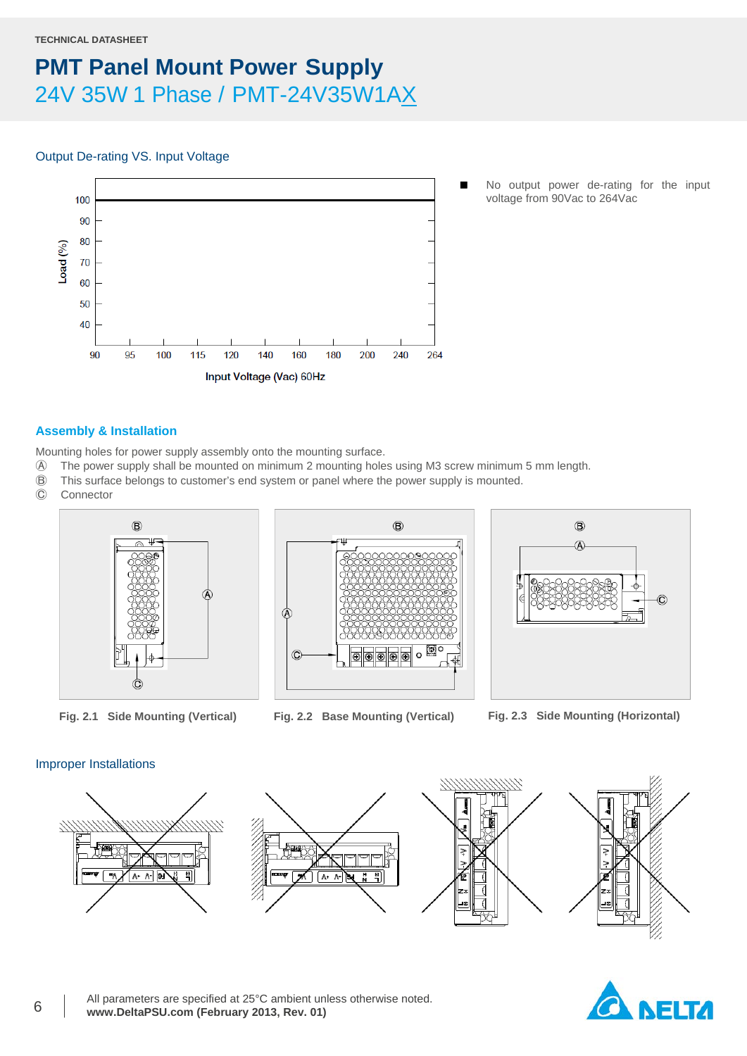TECHNICAL DATASHEET

# PMT Panel Mount Power Supply

## 24V 35W 1 Phase / PMT-24V35W1AX

### Output De-rating VS. Input Voltage

- No output power de-rating for the input voltage from 90Vac to 264Vac

### Assembly & Installation

Mounting holes for power supply assembly onto the mounting surface.

Ⓐ The power supply shall be mounted on minimum 2 mounting holes using M3 screw minimum 5 mm length.

Ⓑ This surface belongs to customer's end system or panel where the power supply is mounted.

Ⓒ Connector

Fig. 2.1 Side Mounting (Vertical)

Fig. 2.2 Base Mounting (Vertical)

Fig. 2.3 Side Mounting (Horizontal)

### Improper Installations

All parameters are specified at 25°C ambient unless otherwise noted.
**www.DeltaPSU.com (February 2013, Rev. 01)**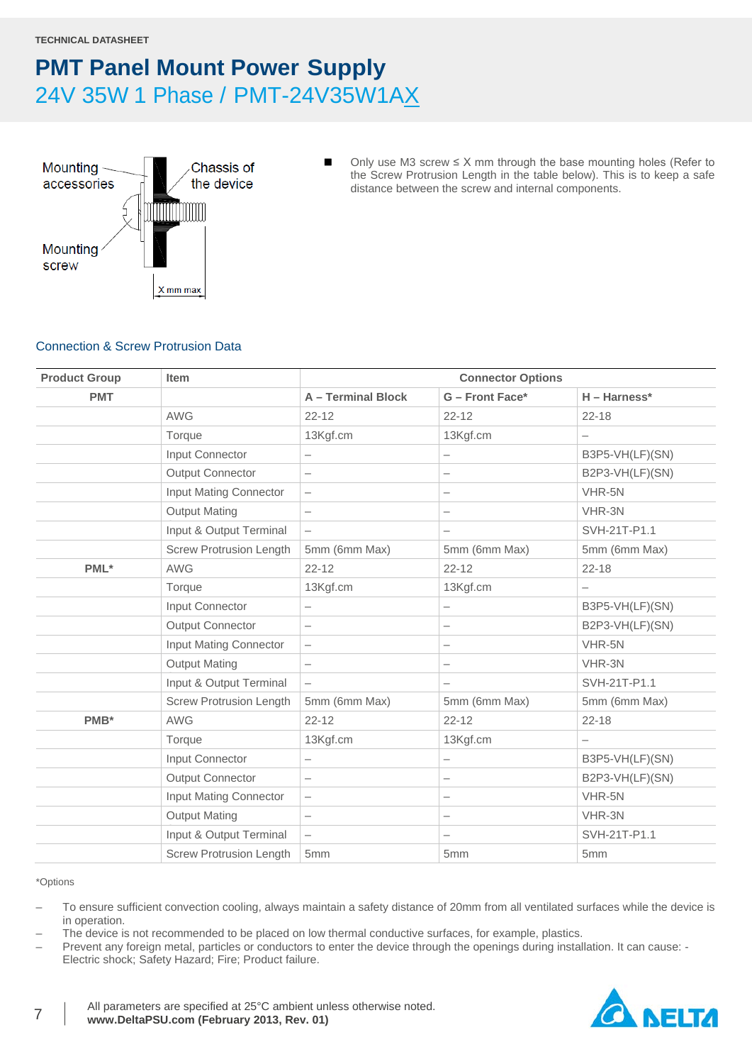**TECHNICAL DATASHEET**

# PMT Panel Mount Power Supply

## 24V 35W 1 Phase / PMT-24V35W1AX

Mounting accessories

Chassis of the device

Mounting screw

X mm max

- Only use M3 screw ≤ X mm through the base mounting holes (Refer to the Screw Protrusion Length in the table below). This is to keep a safe distance between the screw and internal components.

### Connection & Screw Protrusion Data

| Product Group | Item | Connector Options | | |
|---|---|---|---|---|
| PMT | | A – Terminal Block | G – Front Face* | H – Harness* |
| | AWG | 22-12 | 22-12 | 22-18 |
| | Torque | 13Kgf.cm | 13Kgf.cm | – |
| | Input Connector | – | – | B3P5-VH(LF)(SN) |
| | Output Connector | – | – | B2P3-VH(LF)(SN) |
| | Input Mating Connector | – | – | VHR-5N |
| | Output Mating | – | – | VHR-3N |
| | Input & Output Terminal | – | – | SVH-21T-P1.1 |
| | Screw Protrusion Length | 5mm (6mm Max) | 5mm (6mm Max) | 5mm (6mm Max) |
| PML* | AWG | 22-12 | 22-12 | 22-18 |
| | Torque | 13Kgf.cm | 13Kgf.cm | – |
| | Input Connector | – | – | B3P5-VH(LF)(SN) |
| | Output Connector | – | – | B2P3-VH(LF)(SN) |
| | Input Mating Connector | – | – | VHR-5N |
| | Output Mating | – | – | VHR-3N |
| | Input & Output Terminal | – | – | SVH-21T-P1.1 |
| | Screw Protrusion Length | 5mm (6mm Max) | 5mm (6mm Max) | 5mm (6mm Max) |
| PMB* | AWG | 22-12 | 22-12 | 22-18 |
| | Torque | 13Kgf.cm | 13Kgf.cm | – |
| | Input Connector | – | – | B3P5-VH(LF)(SN) |
| | Output Connector | – | – | B2P3-VH(LF)(SN) |
| | Input Mating Connector | – | – | VHR-5N |
| | Output Mating | – | – | VHR-3N |
| | Input & Output Terminal | – | – | SVH-21T-P1.1 |
| | Screw Protrusion Length | 5mm | 5mm | 5mm |

*Options

- To ensure sufficient convection cooling, always maintain a safety distance of 20mm from all ventilated surfaces while the device is in operation.
- The device is not recommended to be placed on low thermal conductive surfaces, for example, plastics.
- Prevent any foreign metal, particles or conductors to enter the device through the openings during installation. It can cause: - Electric shock; Safety Hazard; Fire; Product failure.

All parameters are specified at 25°C ambient unless otherwise noted.
**www.DeltaPSU.com (February 2013, Rev. 01)**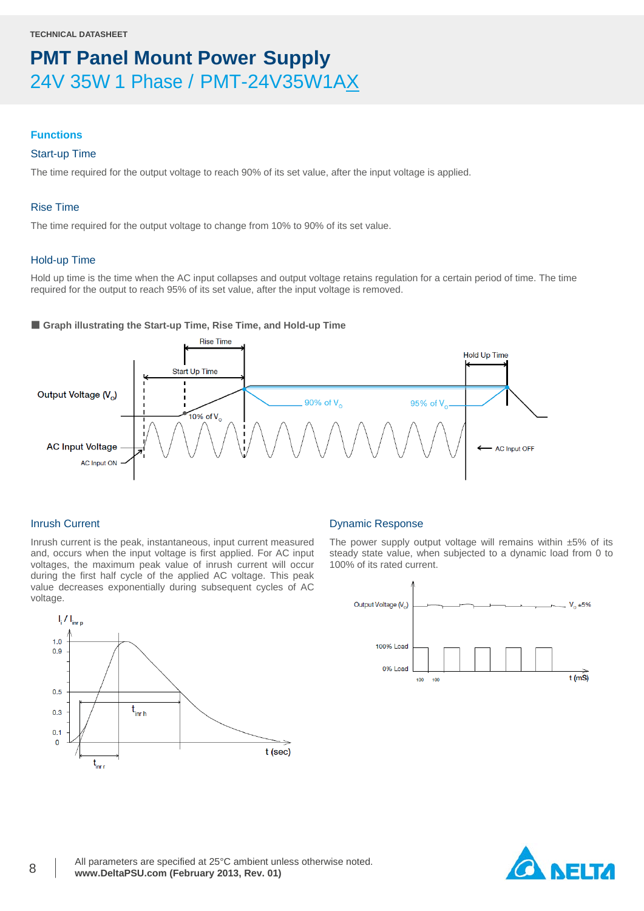TECHNICAL DATASHEET

# PMT Panel Mount Power Supply

## 24V 35W 1 Phase / PMT-24V35W1AX

### Functions

#### Start-up Time

The time required for the output voltage to reach 90% of its set value, after the input voltage is applied.

#### Rise Time

The time required for the output voltage to change from 10% to 90% of its set value.

#### Hold-up Time

Hold up time is the time when the AC input collapses and output voltage retains regulation for a certain period of time. The time required for the output to reach 95% of its set value, after the input voltage is removed.

■ **Graph illustrating the Start-up Time, Rise Time, and Hold-up Time**

Rise Time, Start Up Time, Hold Up Time, Output Voltage ($V_O$), 90% of $V_O$, 95% of $V_O$, 10% of $V_O$, AC Input Voltage, AC Input ON, AC Input OFF

#### Inrush Current

Inrush current is the peak, instantaneous, input current measured and, occurs when the input voltage is first applied. For AC input voltages, the maximum peak value of inrush current will occur during the first half cycle of the applied AC voltage. This peak value decreases exponentially during subsequent cycles of AC voltage.

$I_I / I_{inr\,p}$; 1.0, 0.9, 0.5, 0.3, 0.1, 0; $t_{inr\,h}$; $t_{inr\,r}$; t (sec)

#### Dynamic Response

The power supply output voltage will remains within ±5% of its steady state value, when subjected to a dynamic load from 0 to 100% of its rated current.

Output Voltage ($V_O$); $V_O$ ±5%; 100% Load; 0% Load; 100; 100; t (mS)

All parameters are specified at 25°C ambient unless otherwise noted.
**www.DeltaPSU.com (February 2013, Rev. 01)**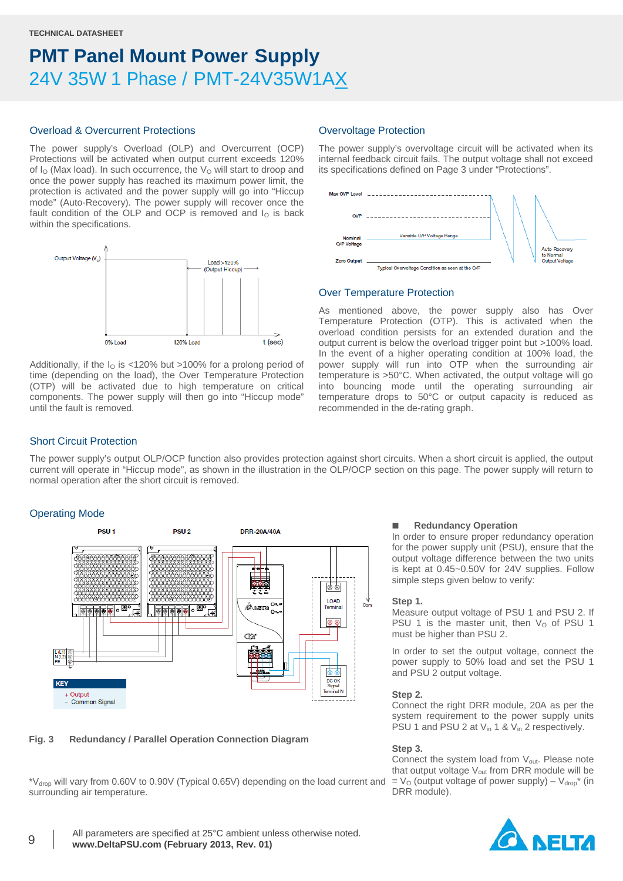TECHNICAL DATASHEET

# PMT Panel Mount Power Supply

## 24V 35W 1 Phase / PMT-24V35W1AX

### Overload & Overcurrent Protections

The power supply's Overload (OLP) and Overcurrent (OCP) Protections will be activated when output current exceeds 120% of $I_O$ (Max load). In such occurrence, the $V_O$ will start to droop and once the power supply has reached its maximum power limit, the protection is activated and the power supply will go into "Hiccup mode" (Auto-Recovery). The power supply will recover once the fault condition of the OLP and OCP is removed and $I_O$ is back within the specifications.

Additionally, if the $I_O$ is <120% but >100% for a prolong period of time (depending on the load), the Over Temperature Protection (OTP) will be activated due to high temperature on critical components. The power supply will then go into "Hiccup mode" until the fault is removed.

### Overvoltage Protection

The power supply's overvoltage circuit will be activated when its internal feedback circuit fails. The output voltage shall not exceed its specifications defined on Page 3 under "Protections".

### Over Temperature Protection

As mentioned above, the power supply also has Over Temperature Protection (OTP). This is activated when the overload condition persists for an extended duration and the output current is below the overload trigger point but >100% load. In the event of a higher operating condition at 100% load, the power supply will run into OTP when the surrounding air temperature is >50°C. When activated, the output voltage will go into bouncing mode until the operating surrounding air temperature drops to 50°C or output capacity is reduced as recommended in the de-rating graph.

### Short Circuit Protection

The power supply's output OLP/OCP function also provides protection against short circuits. When a short circuit is applied, the output current will operate in "Hiccup mode", as shown in the illustration in the OLP/OCP section on this page. The power supply will return to normal operation after the short circuit is removed.

### Operating Mode

**Fig. 3 Redundancy / Parallel Operation Connection Diagram**

*$V_{drop}$ will vary from 0.60V to 0.90V (Typical 0.65V) depending on the load current and surrounding air temperature.

■ **Redundancy Operation**

In order to ensure proper redundancy operation for the power supply unit (PSU), ensure that the output voltage difference between the two units is kept at 0.45~0.50V for 24V supplies. Follow simple steps given below to verify:

**Step 1.**

Measure output voltage of PSU 1 and PSU 2. If PSU 1 is the master unit, then $V_O$ of PSU 1 must be higher than PSU 2.

In order to set the output voltage, connect the power supply to 50% load and set the PSU 1 and PSU 2 output voltage.

**Step 2.**

Connect the right DRR module, 20A as per the system requirement to the power supply units PSU 1 and PSU 2 at $V_{in}$ 1 & $V_{in}$ 2 respectively.

**Step 3.**

Connect the system load from $V_{out}$. Please note that output voltage $V_{out}$ from DRR module will be = $V_O$ (output voltage of power supply) – $V_{drop}$* (in DRR module).

All parameters are specified at 25°C ambient unless otherwise noted.
**www.DeltaPSU.com (February 2013, Rev. 01)**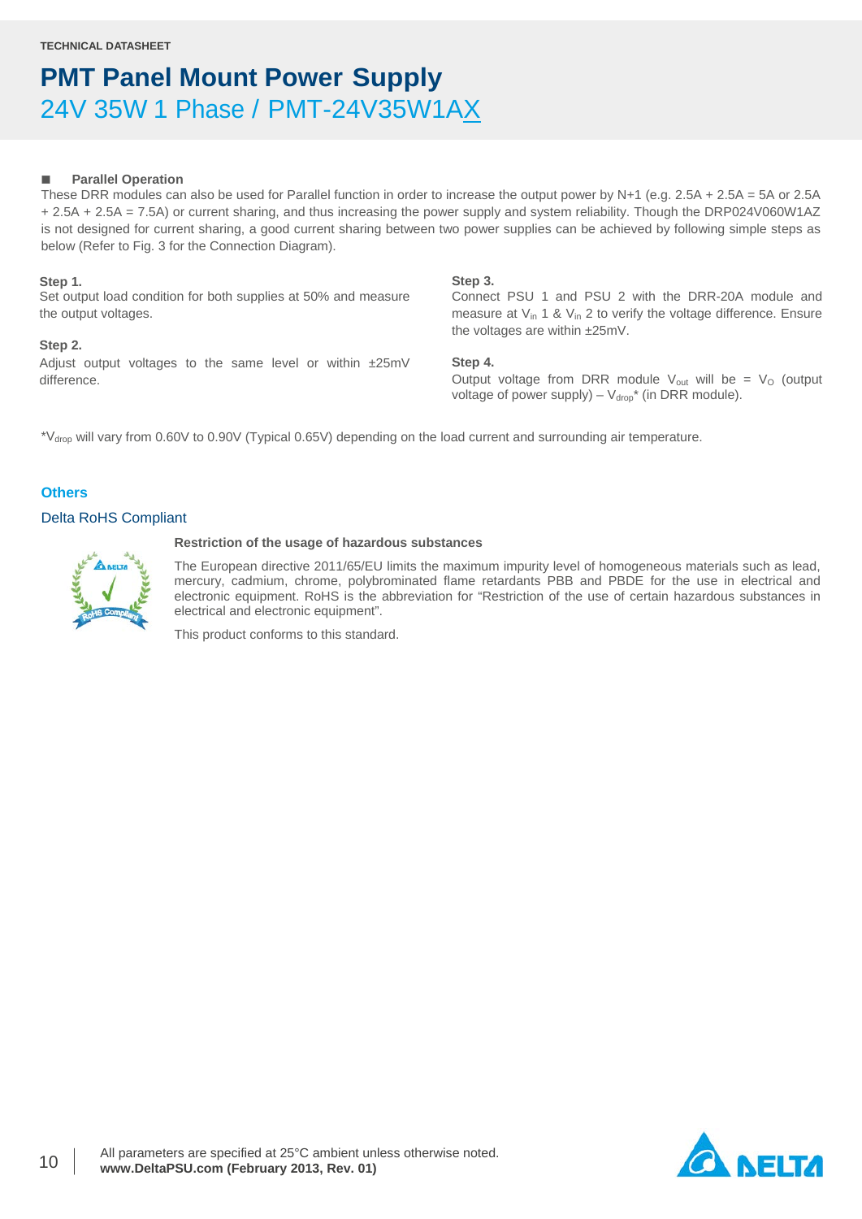**TECHNICAL DATASHEET**

# PMT Panel Mount Power Supply

## 24V 35W 1 Phase / PMT-24V35W1AX

### Parallel Operation

These DRR modules can also be used for Parallel function in order to increase the output power by N+1 (e.g. 2.5A + 2.5A = 5A or 2.5A + 2.5A + 2.5A = 7.5A) or current sharing, and thus increasing the power supply and system reliability. Though the DRP024V060W1AZ is not designed for current sharing, a good current sharing between two power supplies can be achieved by following simple steps as below (Refer to Fig. 3 for the Connection Diagram).

**Step 1.**
Set output load condition for both supplies at 50% and measure the output voltages.

**Step 2.**
Adjust output voltages to the same level or within ±25mV difference.

**Step 3.**
Connect PSU 1 and PSU 2 with the DRR-20A module and measure at $V_{in}$ 1 & $V_{in}$ 2 to verify the voltage difference. Ensure the voltages are within ±25mV.

**Step 4.**
Output voltage from DRR module $V_{out}$ will be = $V_O$ (output voltage of power supply) – $V_{drop}$* (in DRR module).

*$V_{drop}$ will vary from 0.60V to 0.90V (Typical 0.65V) depending on the load current and surrounding air temperature.

## Others

### Delta RoHS Compliant

**Restriction of the usage of hazardous substances**

The European directive 2011/65/EU limits the maximum impurity level of homogeneous materials such as lead, mercury, cadmium, chrome, polybrominated flame retardants PBB and PBDE for the use in electrical and electronic equipment. RoHS is the abbreviation for "Restriction of the use of certain hazardous substances in electrical and electronic equipment".

This product conforms to this standard.

All parameters are specified at 25°C ambient unless otherwise noted.
**www.DeltaPSU.com (February 2013, Rev. 01)**